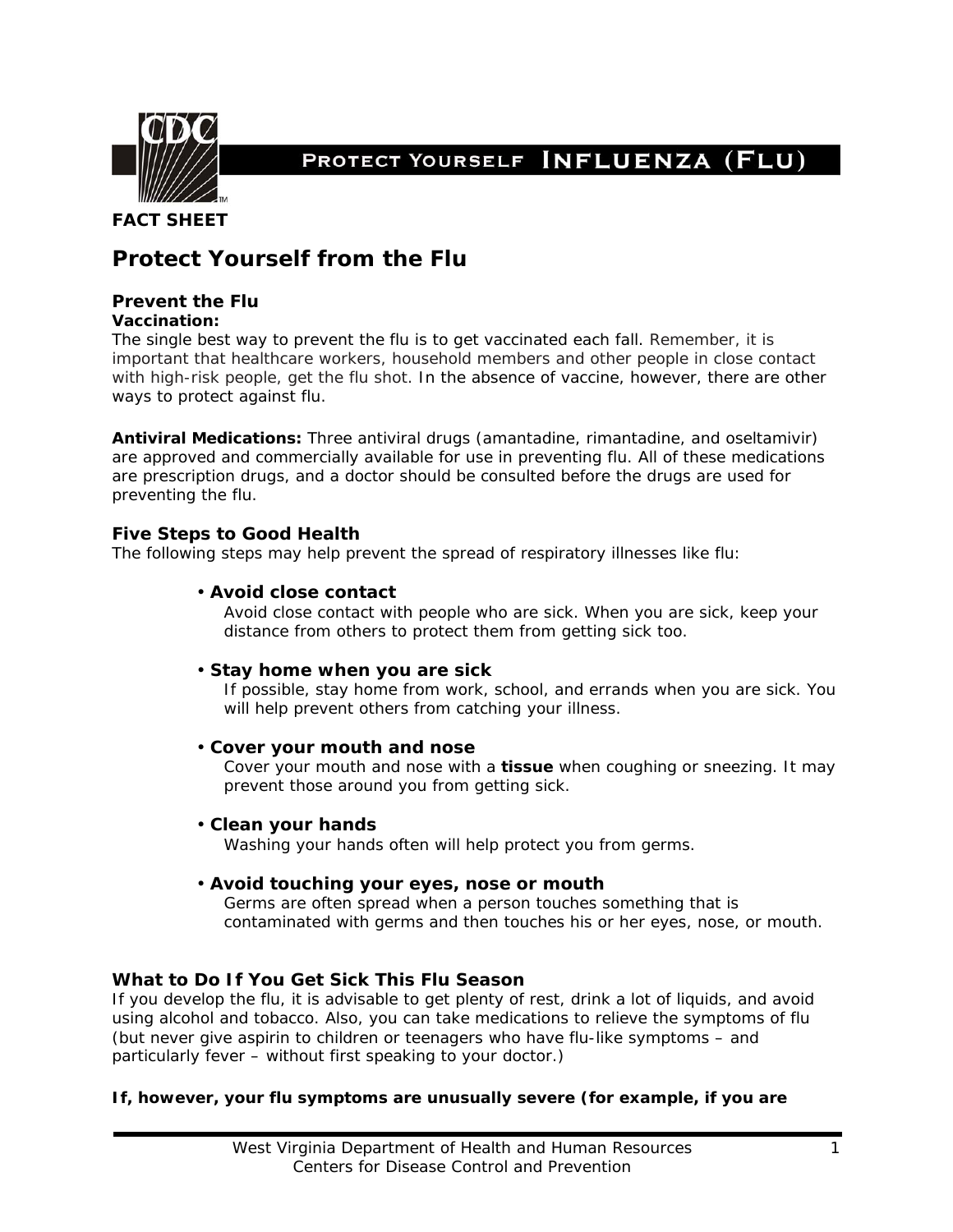PROTECT YOURSELF INFLUENZA (FLU)

**FACT SHEET**

# Protect Yourself from the Flu

### Prevent the Flu

**Vaccination:**
The single best way to prevent the flu is to get vaccinated each fall. Remember, it is important that healthcare workers, household members and other people in close contact with high-risk people, get the flu shot. In the absence of vaccine, however, there are other ways to protect against flu.

**Antiviral Medications:** Three antiviral drugs (amantadine, rimantadine, and oseltamivir) are approved and commercially available for use in preventing flu. All of these medications are prescription drugs, and a doctor should be consulted before the drugs are used for preventing the flu.

### Five Steps to Good Health

The following steps may help prevent the spread of respiratory illnesses like flu:

- **Avoid close contact**
  Avoid close contact with people who are sick. When you are sick, keep your distance from others to protect them from getting sick too.

- **Stay home when you are sick**
  If possible, stay home from work, school, and errands when you are sick. You will help prevent others from catching your illness.

- **Cover your mouth and nose**
  Cover your mouth and nose with a **tissue** when coughing or sneezing. It may prevent those around you from getting sick.

- **Clean your hands**
  Washing your hands often will help protect you from germs.

- **Avoid touching your eyes, nose or mouth**
  Germs are often spread when a person touches something that is contaminated with germs and then touches his or her eyes, nose, or mouth.

### What to Do If You Get Sick This Flu Season

If you develop the flu, it is advisable to get plenty of rest, drink a lot of liquids, and avoid using alcohol and tobacco. Also, you can take medications to relieve the symptoms of flu (but never give aspirin to children or teenagers who have flu-like symptoms – and particularly fever – without first speaking to your doctor.)

**If, however, your flu symptoms are unusually severe (for example, if you are**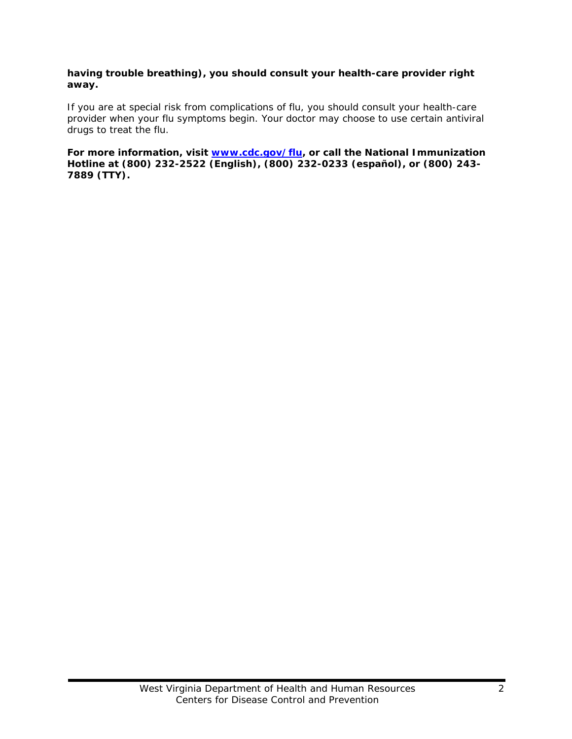**having trouble breathing), you should consult your health-care provider right away.**

If you are at special risk from complications of flu, you should consult your health-care provider when your flu symptoms begin. Your doctor may choose to use certain antiviral drugs to treat the flu.

**For more information, visit [www.cdc.gov/flu](http://www.cdc.gov/flu), or call the National Immunization Hotline at (800) 232-2522 (English), (800) 232-0233 (español), or (800) 243-7889 (TTY).**